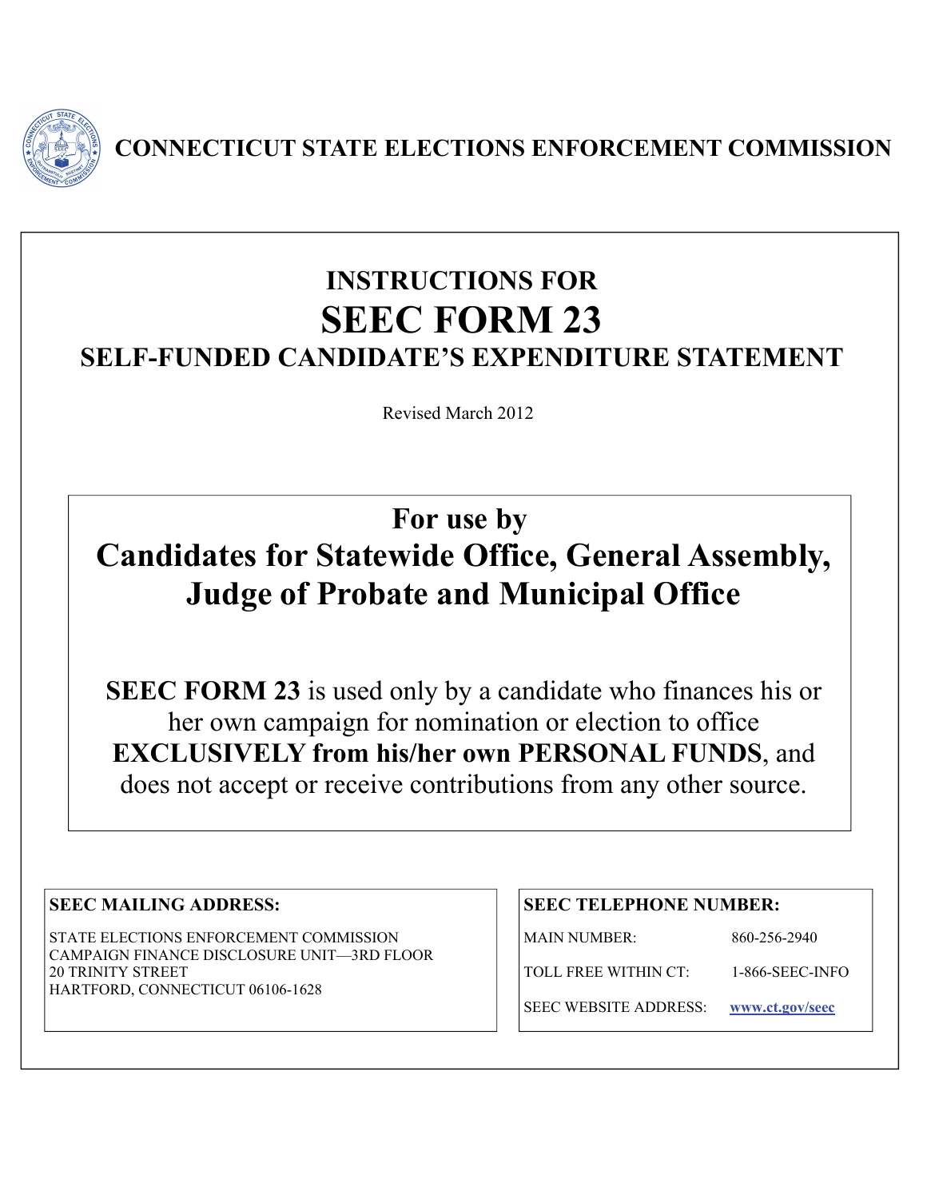**CONNECTICUT STATE ELECTIONS ENFORCEMENT COMMISSION**

# INSTRUCTIONS FOR
# SEEC FORM 23
## SELF-FUNDED CANDIDATE'S EXPENDITURE STATEMENT

Revised March 2012

## For use by
## Candidates for Statewide Office, General Assembly, Judge of Probate and Municipal Office

**SEEC FORM 23** is used only by a candidate who finances his or her own campaign for nomination or election to office **EXCLUSIVELY from his/her own PERSONAL FUNDS**, and does not accept or receive contributions from any other source.

**SEEC MAILING ADDRESS:**

STATE ELECTIONS ENFORCEMENT COMMISSION
CAMPAIGN FINANCE DISCLOSURE UNIT—3RD FLOOR
20 TRINITY STREET
HARTFORD, CONNECTICUT 06106-1628

**SEEC TELEPHONE NUMBER:**

| | |
|---|---|
| MAIN NUMBER: | 860-256-2940 |
| TOLL FREE WITHIN CT: | 1-866-SEEC-INFO |
| SEEC WEBSITE ADDRESS: | www.ct.gov/seec |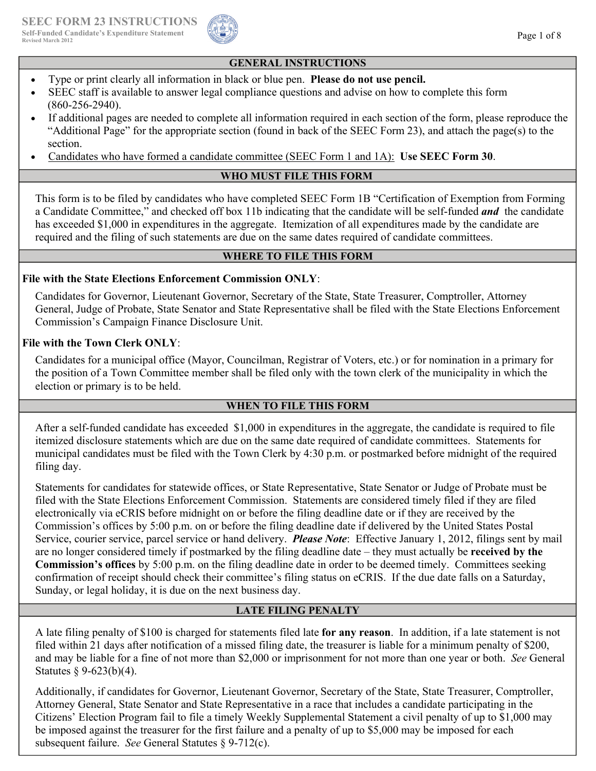# SEEC FORM 23 INSTRUCTIONS

**Self-Funded Candidate's Expenditure Statement**
Revised March 2012

## GENERAL INSTRUCTIONS

- Type or print clearly all information in black or blue pen. **Please do not use pencil.**
- SEEC staff is available to answer legal compliance questions and advise on how to complete this form (860-256-2940).
- If additional pages are needed to complete all information required in each section of the form, please reproduce the "Additional Page" for the appropriate section (found in back of the SEEC Form 23), and attach the page(s) to the section.
- Candidates who have formed a candidate committee (SEEC Form 1 and 1A): **Use SEEC Form 30**.

## WHO MUST FILE THIS FORM

This form is to be filed by candidates who have completed SEEC Form 1B "Certification of Exemption from Forming a Candidate Committee," and checked off box 11b indicating that the candidate will be self-funded ***and*** the candidate has exceeded $1,000 in expenditures in the aggregate. Itemization of all expenditures made by the candidate are required and the filing of such statements are due on the same dates required of candidate committees.

## WHERE TO FILE THIS FORM

**File with the State Elections Enforcement Commission ONLY**:

Candidates for Governor, Lieutenant Governor, Secretary of the State, State Treasurer, Comptroller, Attorney General, Judge of Probate, State Senator and State Representative shall be filed with the State Elections Enforcement Commission's Campaign Finance Disclosure Unit.

**File with the Town Clerk ONLY**:

Candidates for a municipal office (Mayor, Councilman, Registrar of Voters, etc.) or for nomination in a primary for the position of a Town Committee member shall be filed only with the town clerk of the municipality in which the election or primary is to be held.

## WHEN TO FILE THIS FORM

After a self-funded candidate has exceeded $1,000 in expenditures in the aggregate, the candidate is required to file itemized disclosure statements which are due on the same date required of candidate committees. Statements for municipal candidates must be filed with the Town Clerk by 4:30 p.m. or postmarked before midnight of the required filing day.

Statements for candidates for statewide offices, or State Representative, State Senator or Judge of Probate must be filed with the State Elections Enforcement Commission. Statements are considered timely filed if they are filed electronically via eCRIS before midnight on or before the filing deadline date or if they are received by the Commission's offices by 5:00 p.m. on or before the filing deadline date if delivered by the United States Postal Service, courier service, parcel service or hand delivery. ***Please Note***: Effective January 1, 2012, filings sent by mail are no longer considered timely if postmarked by the filing deadline date – they must actually be **received by the Commission's offices** by 5:00 p.m. on the filing deadline date in order to be deemed timely. Committees seeking confirmation of receipt should check their committee's filing status on eCRIS. If the due date falls on a Saturday, Sunday, or legal holiday, it is due on the next business day.

## LATE FILING PENALTY

A late filing penalty of $100 is charged for statements filed late **for any reason**. In addition, if a late statement is not filed within 21 days after notification of a missed filing date, the treasurer is liable for a minimum penalty of $200, and may be liable for a fine of not more than $2,000 or imprisonment for not more than one year or both. *See* General Statutes § 9-623(b)(4).

Additionally, if candidates for Governor, Lieutenant Governor, Secretary of the State, State Treasurer, Comptroller, Attorney General, State Senator and State Representative in a race that includes a candidate participating in the Citizens' Election Program fail to file a timely Weekly Supplemental Statement a civil penalty of up to $1,000 may be imposed against the treasurer for the first failure and a penalty of up to $5,000 may be imposed for each subsequent failure. *See* General Statutes § 9-712(c).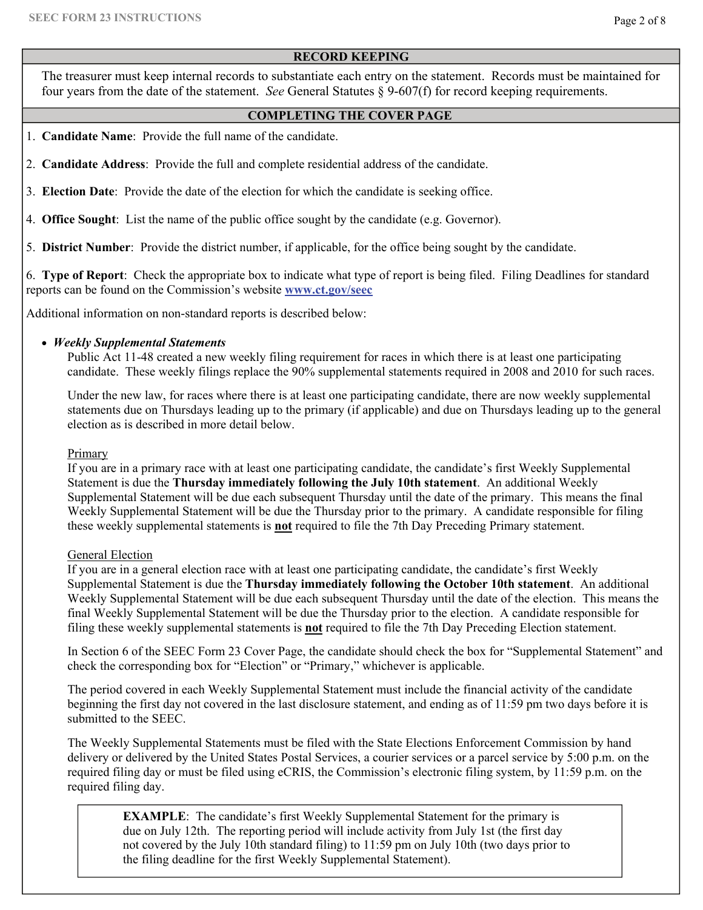## RECORD KEEPING

The treasurer must keep internal records to substantiate each entry on the statement. Records must be maintained for four years from the date of the statement. *See* General Statutes § 9-607(f) for record keeping requirements.

## COMPLETING THE COVER PAGE

1. **Candidate Name**: Provide the full name of the candidate.

2. **Candidate Address**: Provide the full and complete residential address of the candidate.

3. **Election Date**: Provide the date of the election for which the candidate is seeking office.

4. **Office Sought**: List the name of the public office sought by the candidate (e.g. Governor).

5. **District Number**: Provide the district number, if applicable, for the office being sought by the candidate.

6. **Type of Report**: Check the appropriate box to indicate what type of report is being filed. Filing Deadlines for standard reports can be found on the Commission's website **www.ct.gov/seec**

Additional information on non-standard reports is described below:

- ***Weekly Supplemental Statements***

  Public Act 11-48 created a new weekly filing requirement for races in which there is at least one participating candidate. These weekly filings replace the 90% supplemental statements required in 2008 and 2010 for such races.

  Under the new law, for races where there is at least one participating candidate, there are now weekly supplemental statements due on Thursdays leading up to the primary (if applicable) and due on Thursdays leading up to the general election as is described in more detail below.

  Primary

  If you are in a primary race with at least one participating candidate, the candidate's first Weekly Supplemental Statement is due the **Thursday immediately following the July 10th statement**. An additional Weekly Supplemental Statement will be due each subsequent Thursday until the date of the primary. This means the final Weekly Supplemental Statement will be due the Thursday prior to the primary. A candidate responsible for filing these weekly supplemental statements is **not** required to file the 7th Day Preceding Primary statement.

  General Election

  If you are in a general election race with at least one participating candidate, the candidate's first Weekly Supplemental Statement is due the **Thursday immediately following the October 10th statement**. An additional Weekly Supplemental Statement will be due each subsequent Thursday until the date of the election. This means the final Weekly Supplemental Statement will be due the Thursday prior to the election. A candidate responsible for filing these weekly supplemental statements is **not** required to file the 7th Day Preceding Election statement.

  In Section 6 of the SEEC Form 23 Cover Page, the candidate should check the box for "Supplemental Statement" and check the corresponding box for "Election" or "Primary," whichever is applicable.

  The period covered in each Weekly Supplemental Statement must include the financial activity of the candidate beginning the first day not covered in the last disclosure statement, and ending as of 11:59 pm two days before it is submitted to the SEEC.

  The Weekly Supplemental Statements must be filed with the State Elections Enforcement Commission by hand delivery or delivered by the United States Postal Services, a courier services or a parcel service by 5:00 p.m. on the required filing day or must be filed using eCRIS, the Commission's electronic filing system, by 11:59 p.m. on the required filing day.

  > **EXAMPLE**: The candidate's first Weekly Supplemental Statement for the primary is due on July 12th. The reporting period will include activity from July 1st (the first day not covered by the July 10th standard filing) to 11:59 pm on July 10th (two days prior to the filing deadline for the first Weekly Supplemental Statement).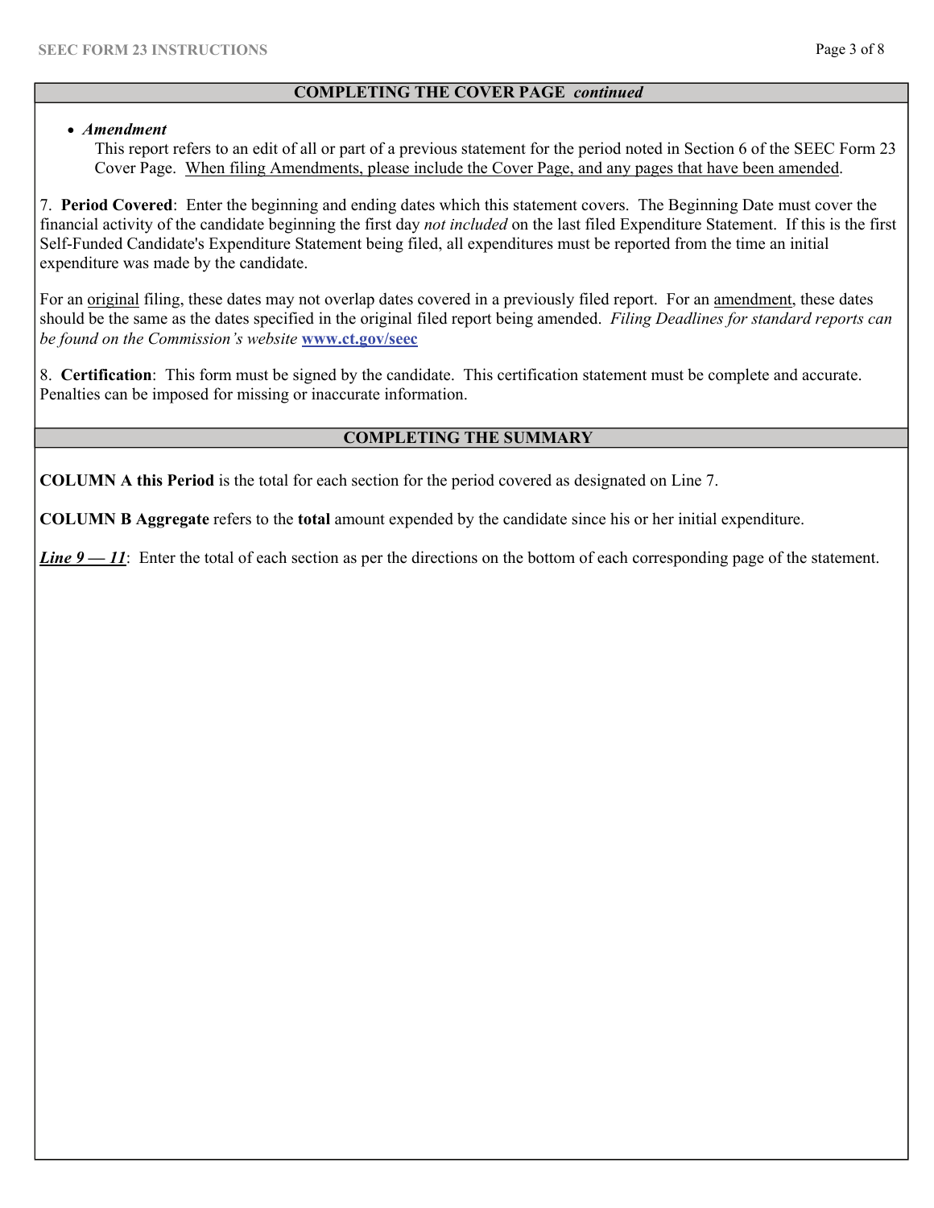## COMPLETING THE COVER PAGE *continued*

- ***Amendment***

  This report refers to an edit of all or part of a previous statement for the period noted in Section 6 of the SEEC Form 23 Cover Page. <u>When filing Amendments, please include the Cover Page, and any pages that have been amended</u>.

7. **Period Covered**: Enter the beginning and ending dates which this statement covers. The Beginning Date must cover the financial activity of the candidate beginning the first day *not included* on the last filed Expenditure Statement. If this is the first Self-Funded Candidate's Expenditure Statement being filed, all expenditures must be reported from the time an initial expenditure was made by the candidate.

For an <u>original</u> filing, these dates may not overlap dates covered in a previously filed report. For an <u>amendment</u>, these dates should be the same as the dates specified in the original filed report being amended. *Filing Deadlines for standard reports can be found on the Commission's website* [**www.ct.gov/seec**](http://www.ct.gov/seec)

8. **Certification**: This form must be signed by the candidate. This certification statement must be complete and accurate. Penalties can be imposed for missing or inaccurate information.

## COMPLETING THE SUMMARY

**COLUMN A this Period** is the total for each section for the period covered as designated on Line 7.

**COLUMN B Aggregate** refers to the **total** amount expended by the candidate since his or her initial expenditure.

***<u>Line 9 — 11</u>***: Enter the total of each section as per the directions on the bottom of each corresponding page of the statement.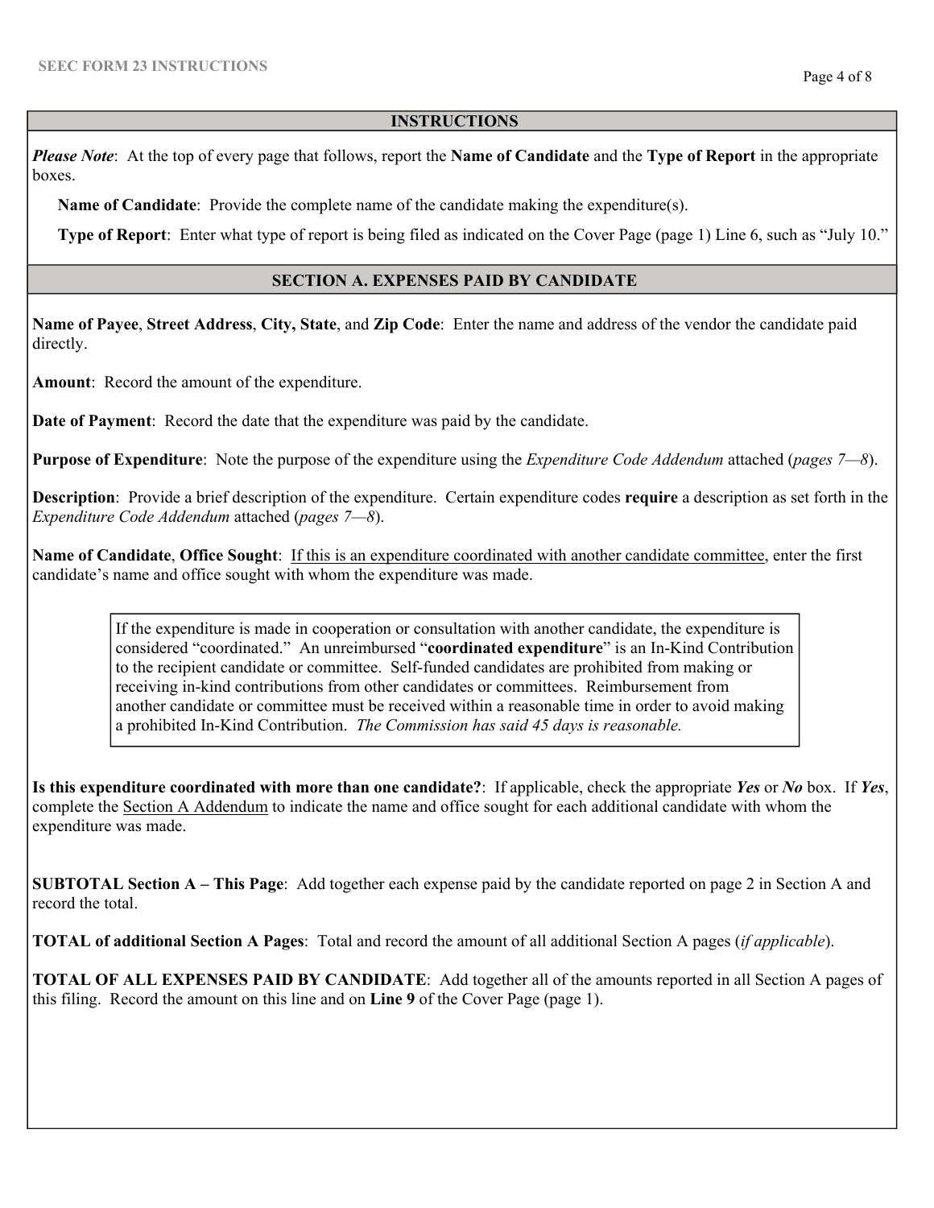## INSTRUCTIONS

***Please Note***: At the top of every page that follows, report the **Name of Candidate** and the **Type of Report** in the appropriate boxes.

**Name of Candidate**: Provide the complete name of the candidate making the expenditure(s).

**Type of Report**: Enter what type of report is being filed as indicated on the Cover Page (page 1) Line 6, such as "July 10."

## SECTION A. EXPENSES PAID BY CANDIDATE

**Name of Payee**, **Street Address**, **City, State**, and **Zip Code**: Enter the name and address of the vendor the candidate paid directly.

**Amount**: Record the amount of the expenditure.

**Date of Payment**: Record the date that the expenditure was paid by the candidate.

**Purpose of Expenditure**: Note the purpose of the expenditure using the *Expenditure Code Addendum* attached (*pages 7—8*).

**Description**: Provide a brief description of the expenditure. Certain expenditure codes **require** a description as set forth in the *Expenditure Code Addendum* attached (*pages 7—8*).

**Name of Candidate**, **Office Sought**: <u>If this is an expenditure coordinated with another candidate committee</u>, enter the first candidate's name and office sought with whom the expenditure was made.

> If the expenditure is made in cooperation or consultation with another candidate, the expenditure is considered "coordinated." An unreimbursed "**coordinated expenditure**" is an In-Kind Contribution to the recipient candidate or committee. Self-funded candidates are prohibited from making or receiving in-kind contributions from other candidates or committees. Reimbursement from another candidate or committee must be received within a reasonable time in order to avoid making a prohibited In-Kind Contribution. *The Commission has said 45 days is reasonable.*

**Is this expenditure coordinated with more than one candidate?**: If applicable, check the appropriate ***Yes*** or ***No*** box. If ***Yes***, complete the <u>Section A Addendum</u> to indicate the name and office sought for each additional candidate with whom the expenditure was made.

**SUBTOTAL Section A – This Page**: Add together each expense paid by the candidate reported on page 2 in Section A and record the total.

**TOTAL of additional Section A Pages**: Total and record the amount of all additional Section A pages (*if applicable*).

**TOTAL OF ALL EXPENSES PAID BY CANDIDATE**: Add together all of the amounts reported in all Section A pages of this filing. Record the amount on this line and on **Line 9** of the Cover Page (page 1).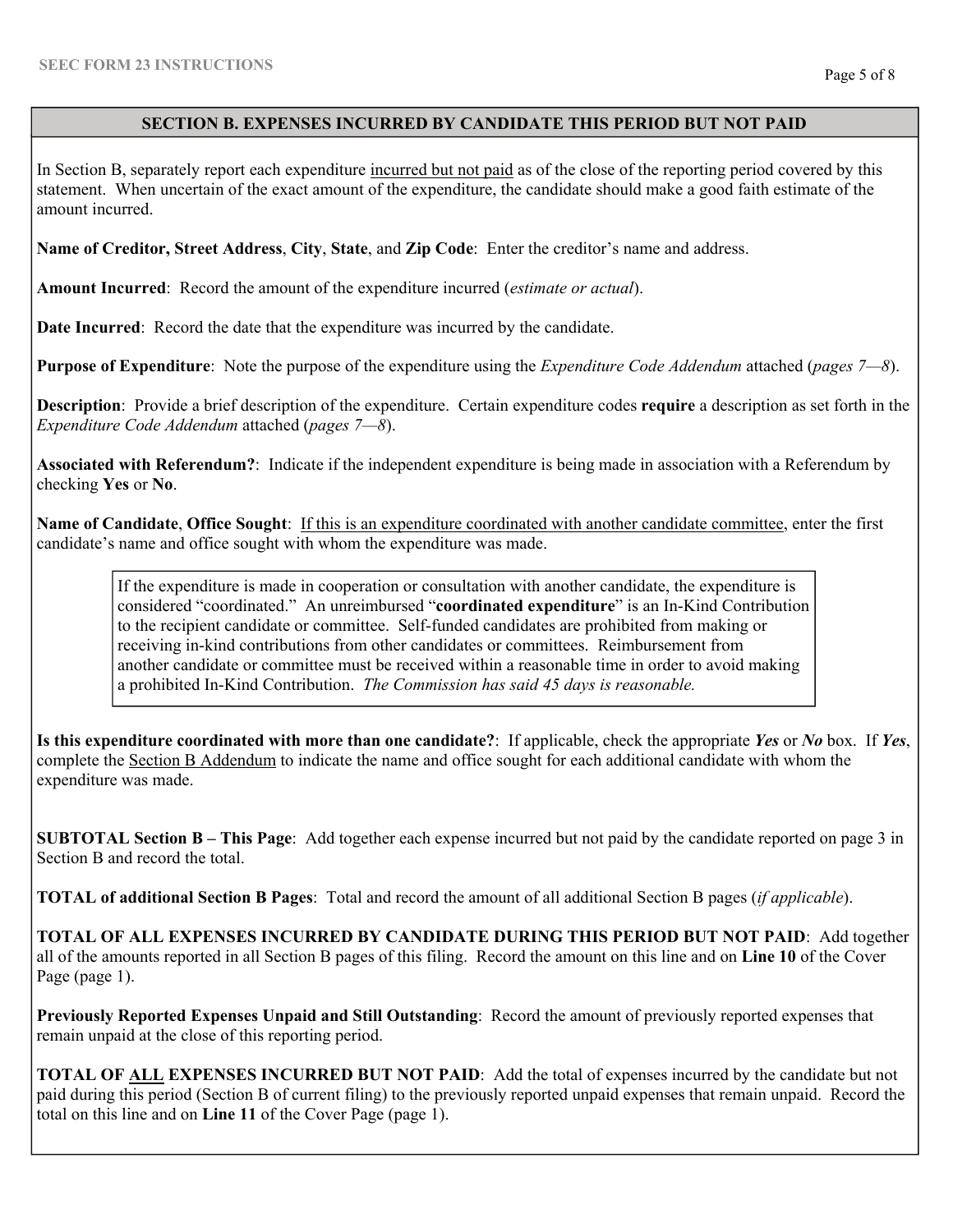## SECTION B. EXPENSES INCURRED BY CANDIDATE THIS PERIOD BUT NOT PAID

In Section B, separately report each expenditure incurred but not paid as of the close of the reporting period covered by this statement. When uncertain of the exact amount of the expenditure, the candidate should make a good faith estimate of the amount incurred.

**Name of Creditor, Street Address**, **City**, **State**, and **Zip Code**: Enter the creditor's name and address.

**Amount Incurred**: Record the amount of the expenditure incurred (*estimate or actual*).

**Date Incurred**: Record the date that the expenditure was incurred by the candidate.

**Purpose of Expenditure**: Note the purpose of the expenditure using the *Expenditure Code Addendum* attached (*pages 7—8*).

**Description**: Provide a brief description of the expenditure. Certain expenditure codes **require** a description as set forth in the *Expenditure Code Addendum* attached (*pages 7—8*).

**Associated with Referendum?**: Indicate if the independent expenditure is being made in association with a Referendum by checking **Yes** or **No**.

**Name of Candidate**, **Office Sought**: If this is an expenditure coordinated with another candidate committee, enter the first candidate's name and office sought with whom the expenditure was made.

> If the expenditure is made in cooperation or consultation with another candidate, the expenditure is considered "coordinated." An unreimbursed "**coordinated expenditure**" is an In-Kind Contribution to the recipient candidate or committee. Self-funded candidates are prohibited from making or receiving in-kind contributions from other candidates or committees. Reimbursement from another candidate or committee must be received within a reasonable time in order to avoid making a prohibited In-Kind Contribution. *The Commission has said 45 days is reasonable.*

**Is this expenditure coordinated with more than one candidate?**: If applicable, check the appropriate ***Yes*** or ***No*** box. If ***Yes***, complete the Section B Addendum to indicate the name and office sought for each additional candidate with whom the expenditure was made.

**SUBTOTAL Section B – This Page**: Add together each expense incurred but not paid by the candidate reported on page 3 in Section B and record the total.

**TOTAL of additional Section B Pages**: Total and record the amount of all additional Section B pages (*if applicable*).

**TOTAL OF ALL EXPENSES INCURRED BY CANDIDATE DURING THIS PERIOD BUT NOT PAID**: Add together all of the amounts reported in all Section B pages of this filing. Record the amount on this line and on **Line 10** of the Cover Page (page 1).

**Previously Reported Expenses Unpaid and Still Outstanding**: Record the amount of previously reported expenses that remain unpaid at the close of this reporting period.

**TOTAL OF ALL EXPENSES INCURRED BUT NOT PAID**: Add the total of expenses incurred by the candidate but not paid during this period (Section B of current filing) to the previously reported unpaid expenses that remain unpaid. Record the total on this line and on **Line 11** of the Cover Page (page 1).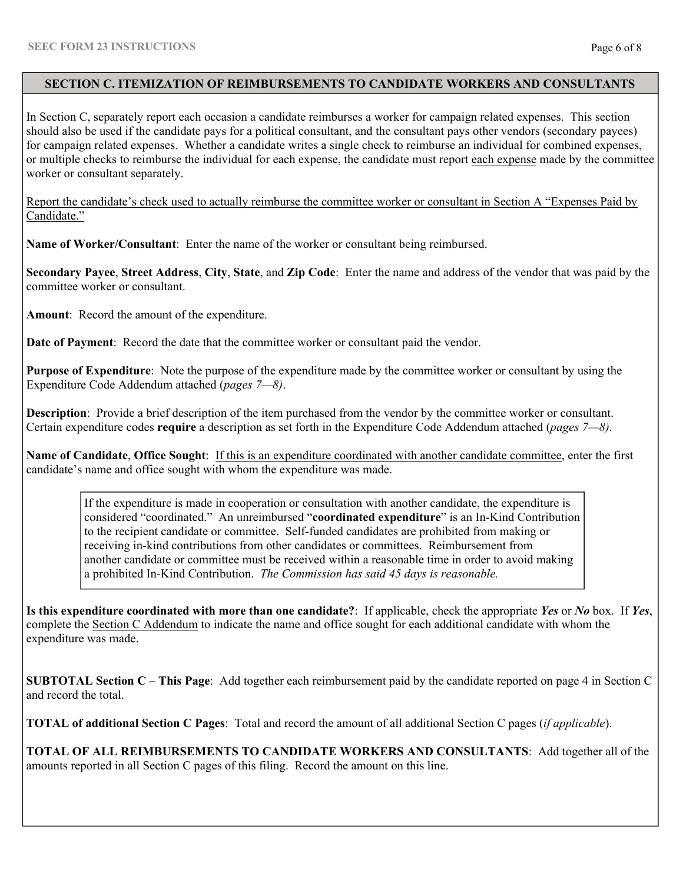## SECTION C. ITEMIZATION OF REIMBURSEMENTS TO CANDIDATE WORKERS AND CONSULTANTS

In Section C, separately report each occasion a candidate reimburses a worker for campaign related expenses. This section should also be used if the candidate pays for a political consultant, and the consultant pays other vendors (secondary payees) for campaign related expenses. Whether a candidate writes a single check to reimburse an individual for combined expenses, or multiple checks to reimburse the individual for each expense, the candidate must report each expense made by the committee worker or consultant separately.

Report the candidate's check used to actually reimburse the committee worker or consultant in Section A "Expenses Paid by Candidate."

**Name of Worker/Consultant**: Enter the name of the worker or consultant being reimbursed.

**Secondary Payee**, **Street Address**, **City**, **State**, and **Zip Code**: Enter the name and address of the vendor that was paid by the committee worker or consultant.

**Amount**: Record the amount of the expenditure.

**Date of Payment**: Record the date that the committee worker or consultant paid the vendor.

**Purpose of Expenditure**: Note the purpose of the expenditure made by the committee worker or consultant by using the Expenditure Code Addendum attached (*pages 7—8)*.

**Description**: Provide a brief description of the item purchased from the vendor by the committee worker or consultant. Certain expenditure codes **require** a description as set forth in the Expenditure Code Addendum attached (*pages 7—8).*

**Name of Candidate**, **Office Sought**: If this is an expenditure coordinated with another candidate committee, enter the first candidate's name and office sought with whom the expenditure was made.

> If the expenditure is made in cooperation or consultation with another candidate, the expenditure is considered "coordinated." An unreimbursed "**coordinated expenditure**" is an In-Kind Contribution to the recipient candidate or committee. Self-funded candidates are prohibited from making or receiving in-kind contributions from other candidates or committees. Reimbursement from another candidate or committee must be received within a reasonable time in order to avoid making a prohibited In-Kind Contribution. *The Commission has said 45 days is reasonable.*

**Is this expenditure coordinated with more than one candidate?**: If applicable, check the appropriate ***Yes*** or ***No*** box. If ***Yes***, complete the Section C Addendum to indicate the name and office sought for each additional candidate with whom the expenditure was made.

**SUBTOTAL Section C – This Page**: Add together each reimbursement paid by the candidate reported on page 4 in Section C and record the total.

**TOTAL of additional Section C Pages**: Total and record the amount of all additional Section C pages (*if applicable*).

**TOTAL OF ALL REIMBURSEMENTS TO CANDIDATE WORKERS AND CONSULTANTS**: Add together all of the amounts reported in all Section C pages of this filing. Record the amount on this line.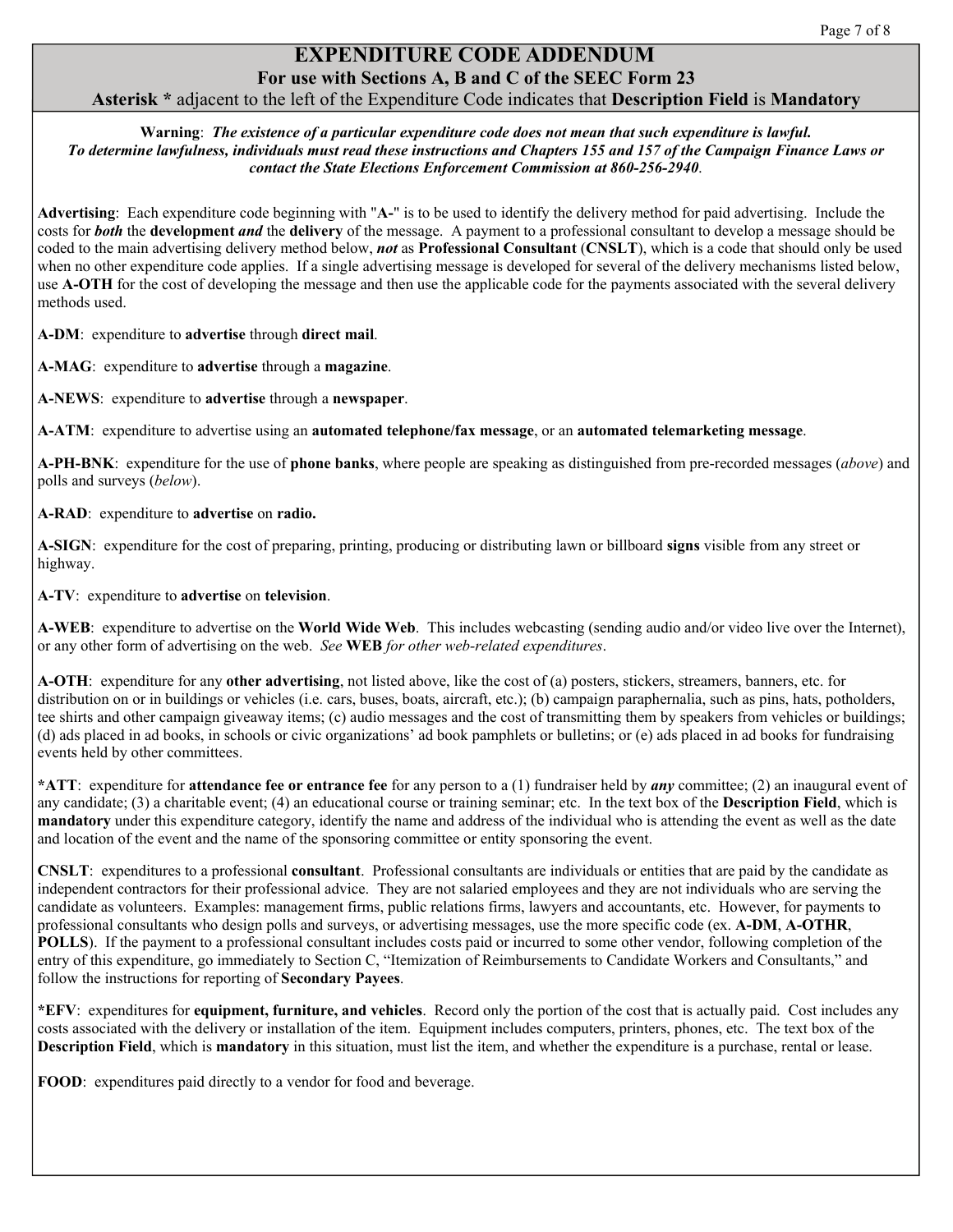# EXPENDITURE CODE ADDENDUM

## For use with Sections A, B and C of the SEEC Form 23

**Asterisk *** adjacent to the left of the Expenditure Code indicates that **Description Field** is **Mandatory**

**Warning**: ***The existence of a particular expenditure code does not mean that such expenditure is lawful. To determine lawfulness, individuals must read these instructions and Chapters 155 and 157 of the Campaign Finance Laws or contact the State Elections Enforcement Commission at 860-256-2940*.**

**Advertising**: Each expenditure code beginning with "**A-**" is to be used to identify the delivery method for paid advertising. Include the costs for ***both*** the **development *and*** the **delivery** of the message. A payment to a professional consultant to develop a message should be coded to the main advertising delivery method below, ***not*** as **Professional Consultant** (**CNSLT**), which is a code that should only be used when no other expenditure code applies. If a single advertising message is developed for several of the delivery mechanisms listed below, use **A-OTH** for the cost of developing the message and then use the applicable code for the payments associated with the several delivery methods used.

**A-DM**: expenditure to **advertise** through **direct mail**.

**A-MAG**: expenditure to **advertise** through a **magazine**.

**A-NEWS**: expenditure to **advertise** through a **newspaper**.

**A-ATM**: expenditure to advertise using an **automated telephone/fax message**, or an **automated telemarketing message**.

**A-PH-BNK**: expenditure for the use of **phone banks**, where people are speaking as distinguished from pre-recorded messages (*above*) and polls and surveys (*below*).

**A-RAD**: expenditure to **advertise** on **radio.**

**A-SIGN**: expenditure for the cost of preparing, printing, producing or distributing lawn or billboard **signs** visible from any street or highway.

**A-TV**: expenditure to **advertise** on **television**.

**A-WEB**: expenditure to advertise on the **World Wide Web**. This includes webcasting (sending audio and/or video live over the Internet), or any other form of advertising on the web. *See* **WEB** *for other web-related expenditures*.

**A-OTH**: expenditure for any **other advertising**, not listed above, like the cost of (a) posters, stickers, streamers, banners, etc. for distribution on or in buildings or vehicles (i.e. cars, buses, boats, aircraft, etc.); (b) campaign paraphernalia, such as pins, hats, potholders, tee shirts and other campaign giveaway items; (c) audio messages and the cost of transmitting them by speakers from vehicles or buildings; (d) ads placed in ad books, in schools or civic organizations' ad book pamphlets or bulletins; or (e) ads placed in ad books for fundraising events held by other committees.

**\*ATT**: expenditure for **attendance fee or entrance fee** for any person to a (1) fundraiser held by ***any*** committee; (2) an inaugural event of any candidate; (3) a charitable event; (4) an educational course or training seminar; etc. In the text box of the **Description Field**, which is **mandatory** under this expenditure category, identify the name and address of the individual who is attending the event as well as the date and location of the event and the name of the sponsoring committee or entity sponsoring the event.

**CNSLT**: expenditures to a professional **consultant**. Professional consultants are individuals or entities that are paid by the candidate as independent contractors for their professional advice. They are not salaried employees and they are not individuals who are serving the candidate as volunteers. Examples: management firms, public relations firms, lawyers and accountants, etc. However, for payments to professional consultants who design polls and surveys, or advertising messages, use the more specific code (ex. **A-DM**, **A-OTHR**, **POLLS**). If the payment to a professional consultant includes costs paid or incurred to some other vendor, following completion of the entry of this expenditure, go immediately to Section C, "Itemization of Reimbursements to Candidate Workers and Consultants," and follow the instructions for reporting of **Secondary Payees**.

**\*EFV**: expenditures for **equipment, furniture, and vehicles**. Record only the portion of the cost that is actually paid. Cost includes any costs associated with the delivery or installation of the item. Equipment includes computers, printers, phones, etc. The text box of the **Description Field**, which is **mandatory** in this situation, must list the item, and whether the expenditure is a purchase, rental or lease.

**FOOD**: expenditures paid directly to a vendor for food and beverage.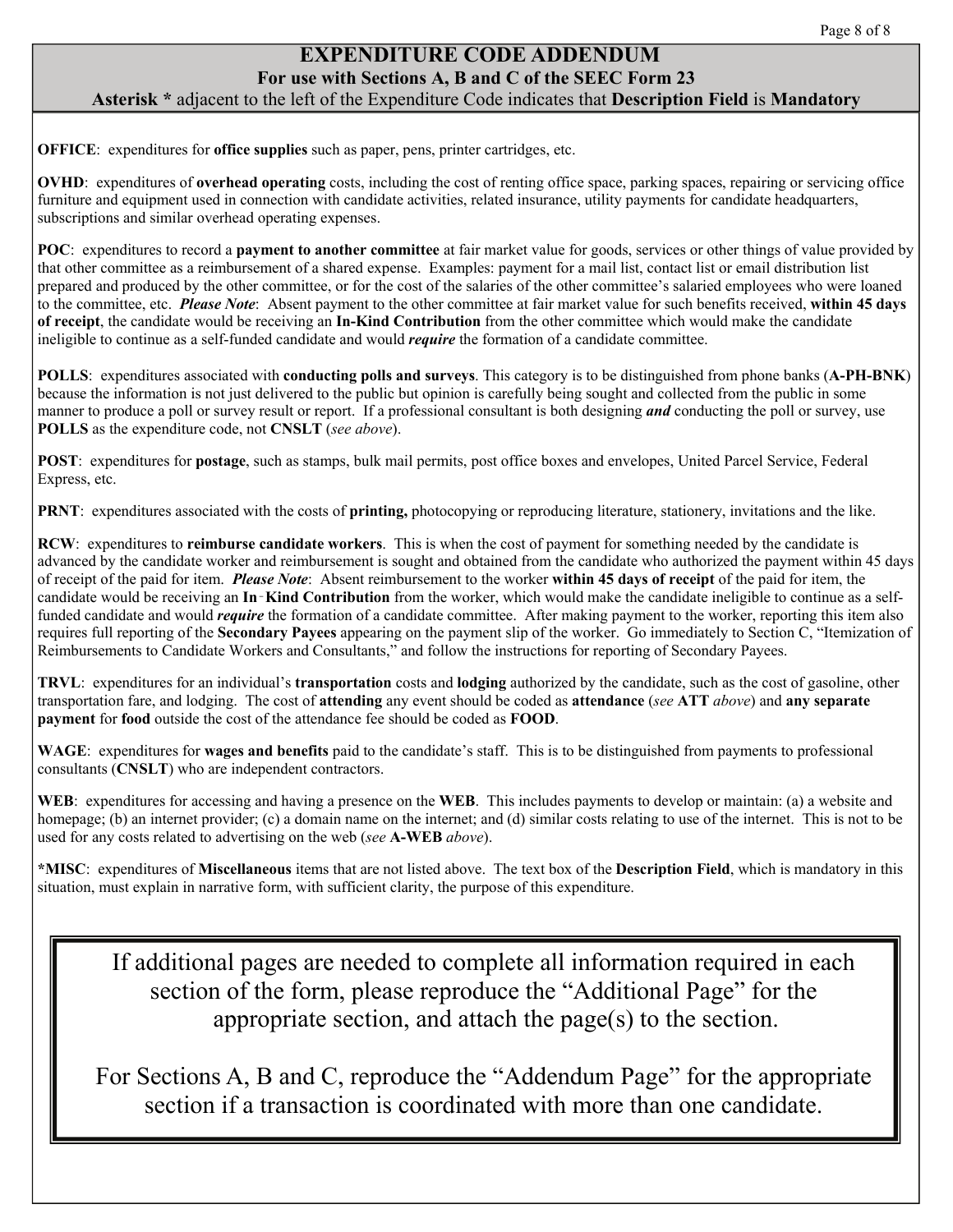## EXPENDITURE CODE ADDENDUM

**For use with Sections A, B and C of the SEEC Form 23**

**Asterisk *** adjacent to the left of the Expenditure Code indicates that **Description Field** is **Mandatory**

**OFFICE**: expenditures for **office supplies** such as paper, pens, printer cartridges, etc.

**OVHD**: expenditures of **overhead operating** costs, including the cost of renting office space, parking spaces, repairing or servicing office furniture and equipment used in connection with candidate activities, related insurance, utility payments for candidate headquarters, subscriptions and similar overhead operating expenses.

**POC**: expenditures to record a **payment to another committee** at fair market value for goods, services or other things of value provided by that other committee as a reimbursement of a shared expense. Examples: payment for a mail list, contact list or email distribution list prepared and produced by the other committee, or for the cost of the salaries of the other committee's salaried employees who were loaned to the committee, etc. ***Please Note***: Absent payment to the other committee at fair market value for such benefits received, **within 45 days of receipt**, the candidate would be receiving an **In-Kind Contribution** from the other committee which would make the candidate ineligible to continue as a self-funded candidate and would ***require*** the formation of a candidate committee.

**POLLS**: expenditures associated with **conducting polls and surveys**. This category is to be distinguished from phone banks (**A-PH-BNK**) because the information is not just delivered to the public but opinion is carefully being sought and collected from the public in some manner to produce a poll or survey result or report. If a professional consultant is both designing ***and*** conducting the poll or survey, use **POLLS** as the expenditure code, not **CNSLT** (*see above*).

**POST**: expenditures for **postage**, such as stamps, bulk mail permits, post office boxes and envelopes, United Parcel Service, Federal Express, etc.

**PRNT**: expenditures associated with the costs of **printing,** photocopying or reproducing literature, stationery, invitations and the like.

**RCW**: expenditures to **reimburse candidate workers**. This is when the cost of payment for something needed by the candidate is advanced by the candidate worker and reimbursement is sought and obtained from the candidate who authorized the payment within 45 days of receipt of the paid for item. ***Please Note***: Absent reimbursement to the worker **within 45 days of receipt** of the paid for item, the candidate would be receiving an **In-Kind Contribution** from the worker, which would make the candidate ineligible to continue as a self-funded candidate and would ***require*** the formation of a candidate committee. After making payment to the worker, reporting this item also requires full reporting of the **Secondary Payees** appearing on the payment slip of the worker. Go immediately to Section C, "Itemization of Reimbursements to Candidate Workers and Consultants," and follow the instructions for reporting of Secondary Payees.

**TRVL**: expenditures for an individual's **transportation** costs and **lodging** authorized by the candidate, such as the cost of gasoline, other transportation fare, and lodging. The cost of **attending** any event should be coded as **attendance** (*see* **ATT** *above*) and **any separate payment** for **food** outside the cost of the attendance fee should be coded as **FOOD**.

**WAGE**: expenditures for **wages and benefits** paid to the candidate's staff. This is to be distinguished from payments to professional consultants (**CNSLT**) who are independent contractors.

**WEB**: expenditures for accessing and having a presence on the **WEB**. This includes payments to develop or maintain: (a) a website and homepage; (b) an internet provider; (c) a domain name on the internet; and (d) similar costs relating to use of the internet. This is not to be used for any costs related to advertising on the web (*see* **A-WEB** *above*).

***MISC**: expenditures of **Miscellaneous** items that are not listed above. The text box of the **Description Field**, which is mandatory in this situation, must explain in narrative form, with sufficient clarity, the purpose of this expenditure.

If additional pages are needed to complete all information required in each section of the form, please reproduce the "Additional Page" for the appropriate section, and attach the page(s) to the section.

For Sections A, B and C, reproduce the "Addendum Page" for the appropriate section if a transaction is coordinated with more than one candidate.